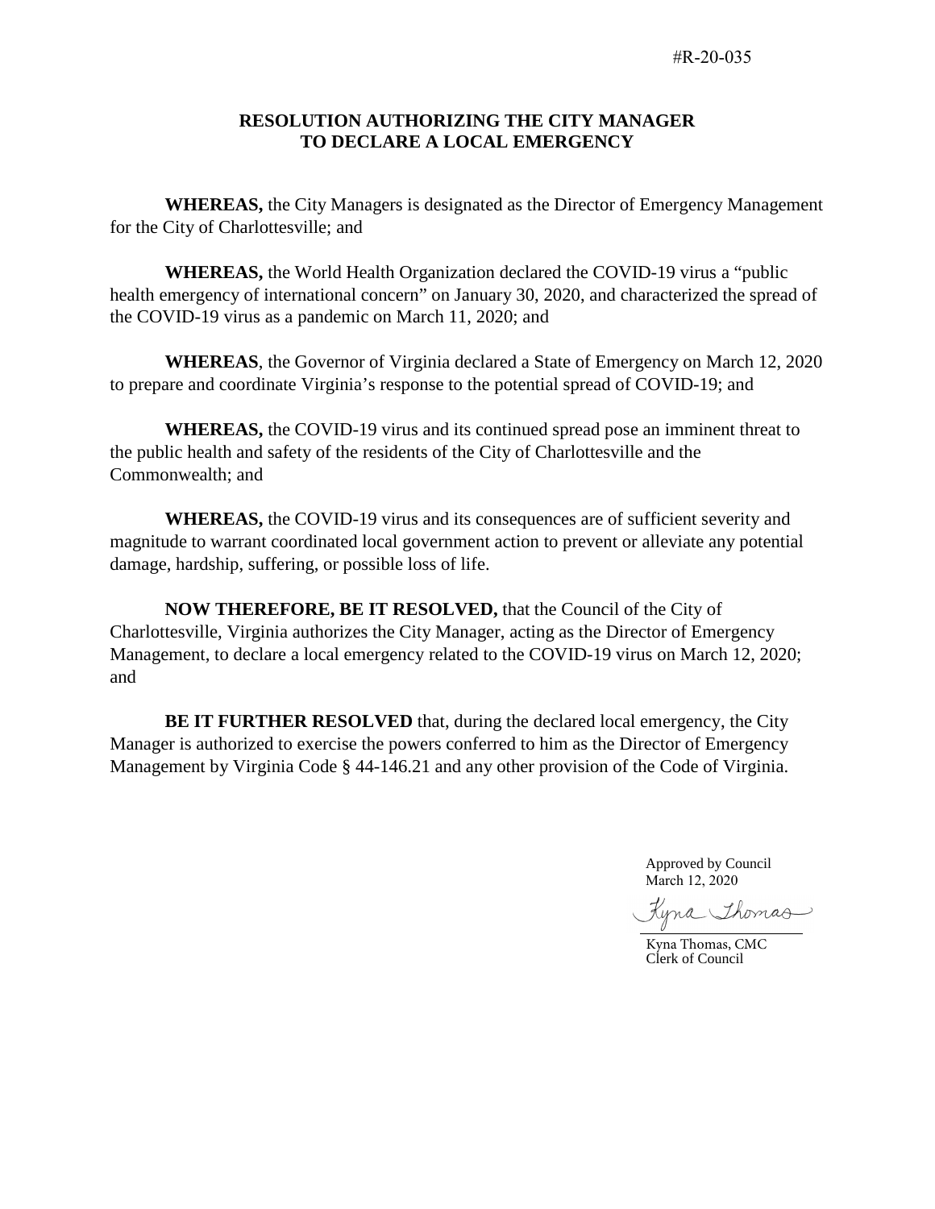#R-20-035

# RESOLUTION AUTHORIZING THE CITY MANAGER TO DECLARE A LOCAL EMERGENCY

**WHEREAS,** the City Managers is designated as the Director of Emergency Management for the City of Charlottesville; and

**WHEREAS,** the World Health Organization declared the COVID-19 virus a "public health emergency of international concern" on January 30, 2020, and characterized the spread of the COVID-19 virus as a pandemic on March 11, 2020; and

**WHEREAS**, the Governor of Virginia declared a State of Emergency on March 12, 2020 to prepare and coordinate Virginia's response to the potential spread of COVID-19; and

**WHEREAS,** the COVID-19 virus and its continued spread pose an imminent threat to the public health and safety of the residents of the City of Charlottesville and the Commonwealth; and

**WHEREAS,** the COVID-19 virus and its consequences are of sufficient severity and magnitude to warrant coordinated local government action to prevent or alleviate any potential damage, hardship, suffering, or possible loss of life.

**NOW THEREFORE, BE IT RESOLVED,** that the Council of the City of Charlottesville, Virginia authorizes the City Manager, acting as the Director of Emergency Management, to declare a local emergency related to the COVID-19 virus on March 12, 2020; and

**BE IT FURTHER RESOLVED** that, during the declared local emergency, the City Manager is authorized to exercise the powers conferred to him as the Director of Emergency Management by Virginia Code § 44-146.21 and any other provision of the Code of Virginia.

Approved by Council
March 12, 2020

Kyna Thomas

Kyna Thomas, CMC
Clerk of Council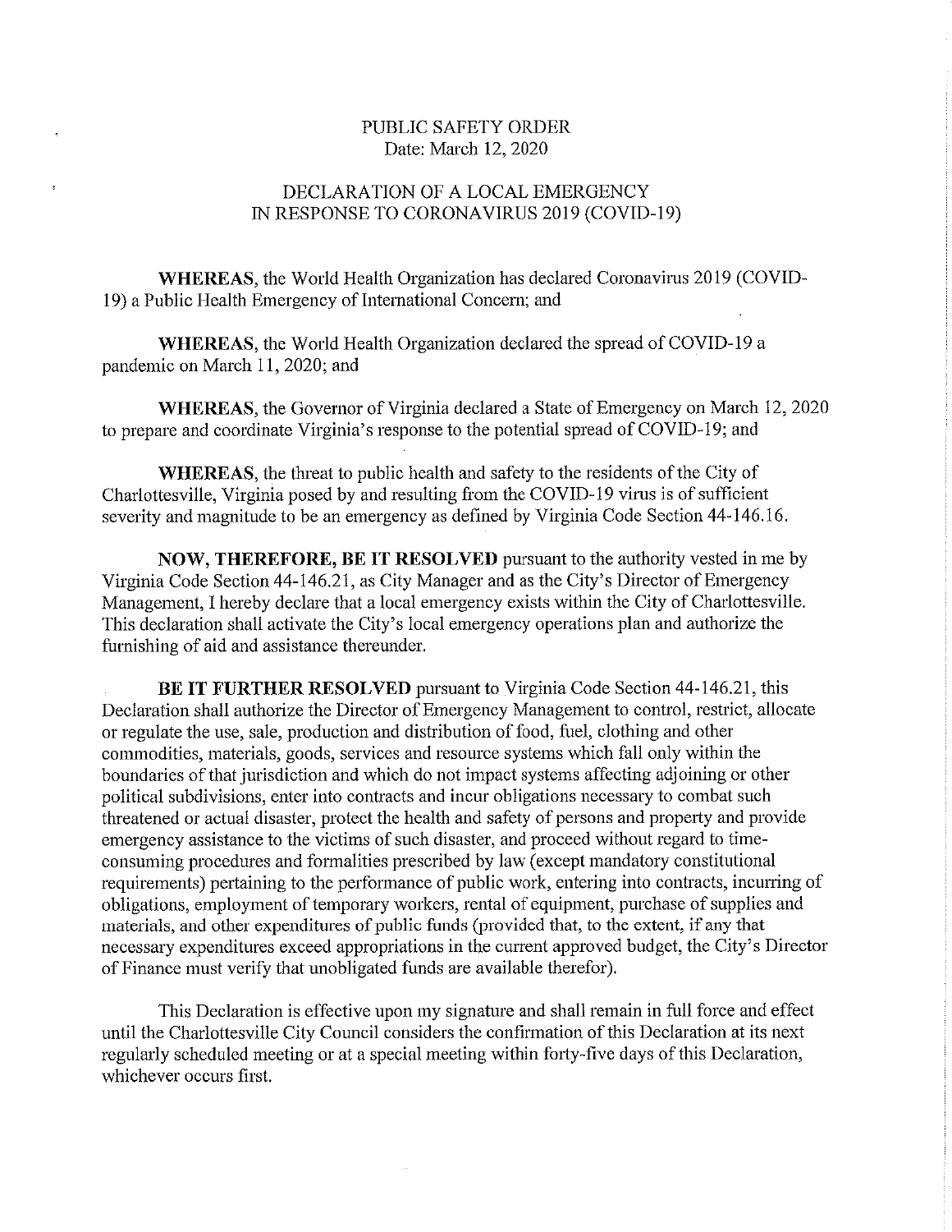PUBLIC SAFETY ORDER
Date: March 12, 2020

DECLARATION OF A LOCAL EMERGENCY
IN RESPONSE TO CORONAVIRUS 2019 (COVID-19)

**WHEREAS**, the World Health Organization has declared Coronavirus 2019 (COVID-19) a Public Health Emergency of International Concern; and

**WHEREAS**, the World Health Organization declared the spread of COVID-19 a pandemic on March 11, 2020; and

**WHEREAS**, the Governor of Virginia declared a State of Emergency on March 12, 2020 to prepare and coordinate Virginia's response to the potential spread of COVID-19; and

**WHEREAS**, the threat to public health and safety to the residents of the City of Charlottesville, Virginia posed by and resulting from the COVID-19 virus is of sufficient severity and magnitude to be an emergency as defined by Virginia Code Section 44-146.16.

**NOW, THEREFORE, BE IT RESOLVED** pursuant to the authority vested in me by Virginia Code Section 44-146.21, as City Manager and as the City's Director of Emergency Management, I hereby declare that a local emergency exists within the City of Charlottesville. This declaration shall activate the City's local emergency operations plan and authorize the furnishing of aid and assistance thereunder.

**BE IT FURTHER RESOLVED** pursuant to Virginia Code Section 44-146.21, this Declaration shall authorize the Director of Emergency Management to control, restrict, allocate or regulate the use, sale, production and distribution of food, fuel, clothing and other commodities, materials, goods, services and resource systems which fall only within the boundaries of that jurisdiction and which do not impact systems affecting adjoining or other political subdivisions, enter into contracts and incur obligations necessary to combat such threatened or actual disaster, protect the health and safety of persons and property and provide emergency assistance to the victims of such disaster, and proceed without regard to time-consuming procedures and formalities prescribed by law (except mandatory constitutional requirements) pertaining to the performance of public work, entering into contracts, incurring of obligations, employment of temporary workers, rental of equipment, purchase of supplies and materials, and other expenditures of public funds (provided that, to the extent, if any that necessary expenditures exceed appropriations in the current approved budget, the City's Director of Finance must verify that unobligated funds are available therefor).

This Declaration is effective upon my signature and shall remain in full force and effect until the Charlottesville City Council considers the confirmation of this Declaration at its next regularly scheduled meeting or at a special meeting within forty-five days of this Declaration, whichever occurs first.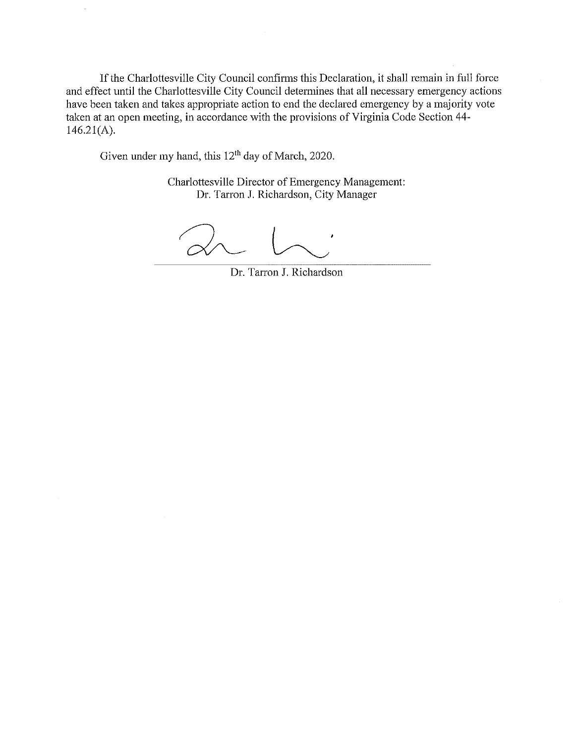If the Charlottesville City Council confirms this Declaration, it shall remain in full force and effect until the Charlottesville City Council determines that all necessary emergency actions have been taken and takes appropriate action to end the declared emergency by a majority vote taken at an open meeting, in accordance with the provisions of Virginia Code Section 44-146.21(A).

Given under my hand, this 12th day of March, 2020.

Charlottesville Director of Emergency Management:
Dr. Tarron J. Richardson, City Manager

Dr. Tarron J. Richardson